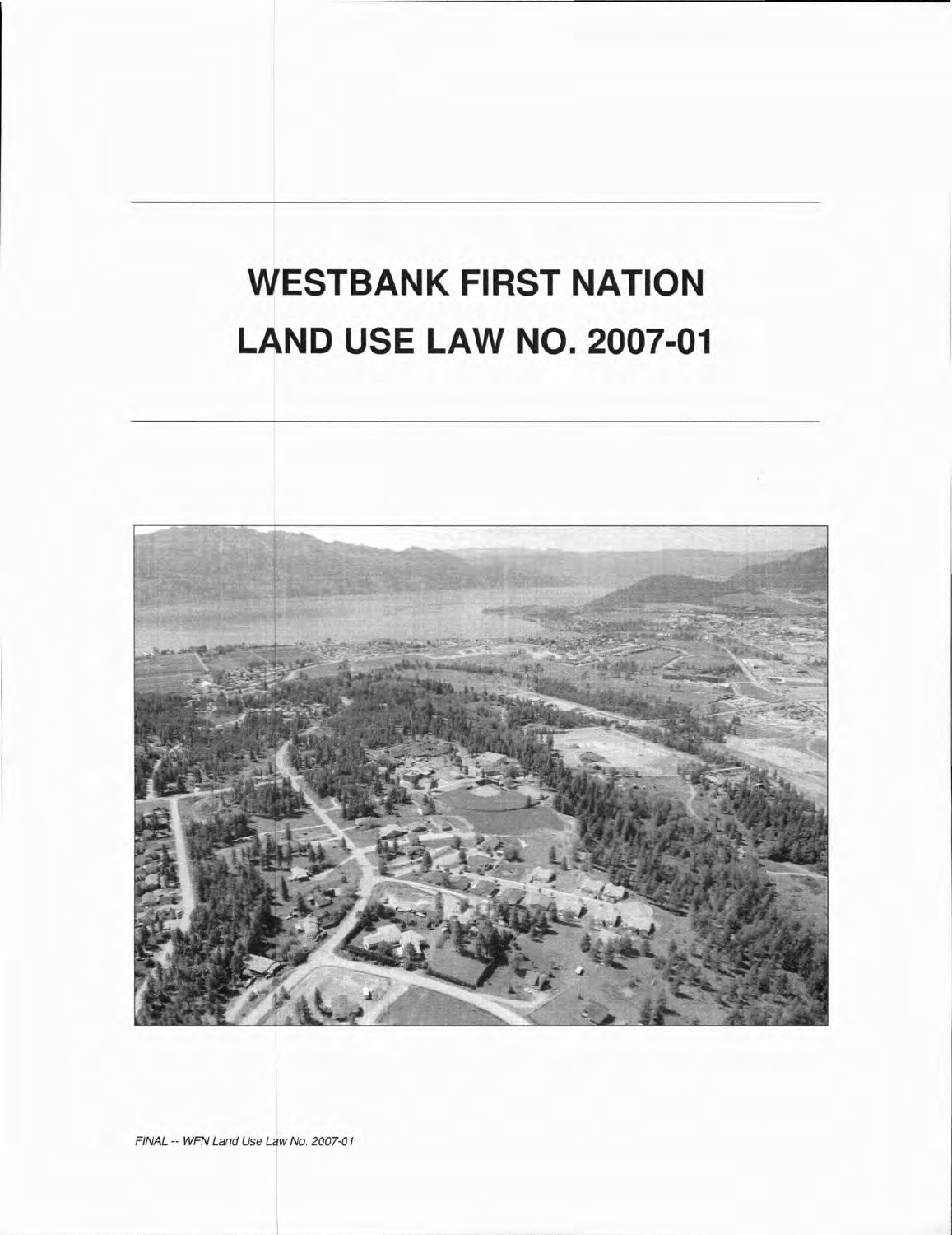# WESTBANK FIRST NATION
# LAND USE LAW NO. 2007-01

*FINAL -- WFN Land Use Law No. 2007-01*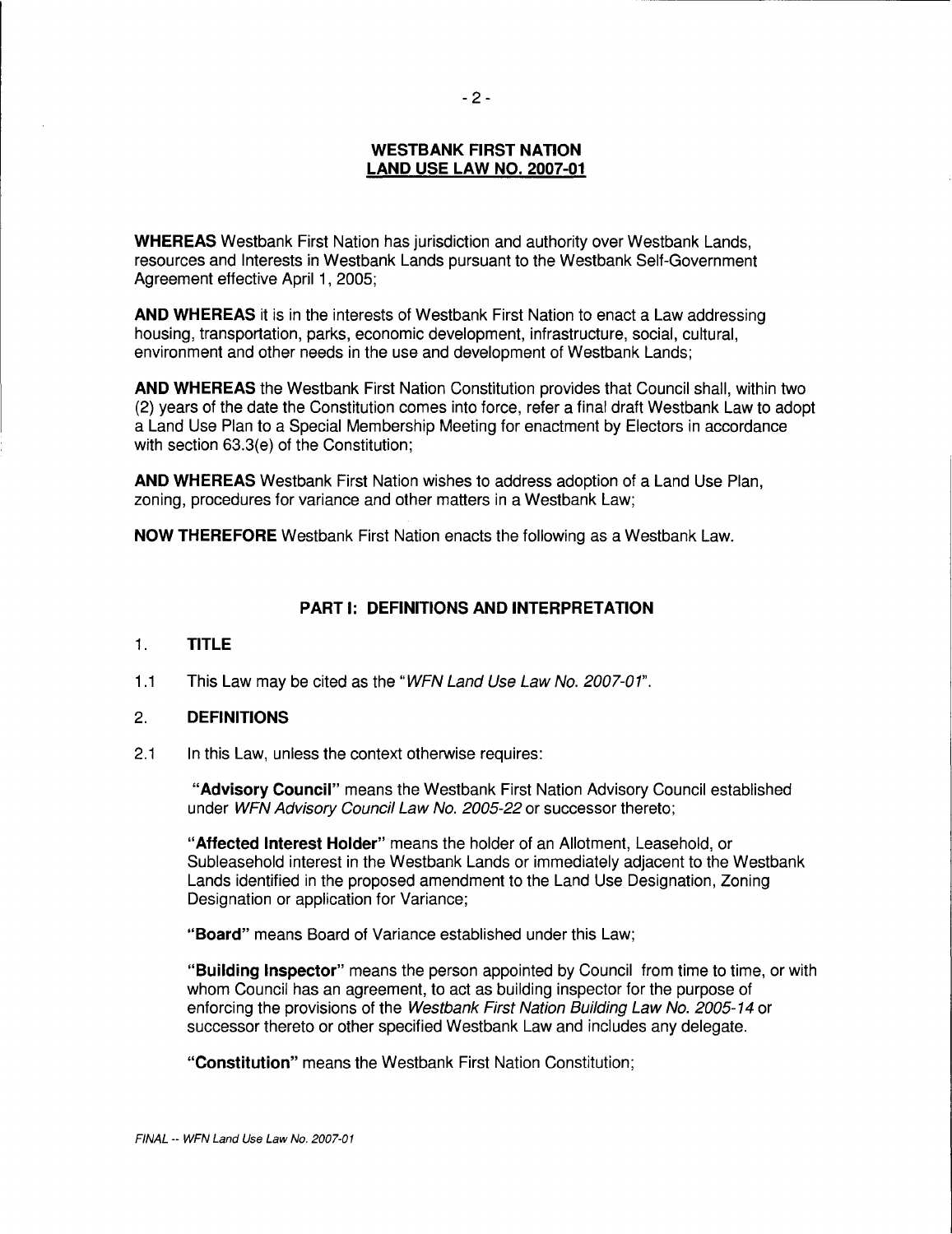# WESTBANK FIRST NATION
## LAND USE LAW NO. 2007-01

**WHEREAS** Westbank First Nation has jurisdiction and authority over Westbank Lands, resources and Interests in Westbank Lands pursuant to the Westbank Self-Government Agreement effective April 1, 2005;

**AND WHEREAS** it is in the interests of Westbank First Nation to enact a Law addressing housing, transportation, parks, economic development, infrastructure, social, cultural, environment and other needs in the use and development of Westbank Lands;

**AND WHEREAS** the Westbank First Nation Constitution provides that Council shall, within two (2) years of the date the Constitution comes into force, refer a final draft Westbank Law to adopt a Land Use Plan to a Special Membership Meeting for enactment by Electors in accordance with section 63.3(e) of the Constitution;

**AND WHEREAS** Westbank First Nation wishes to address adoption of a Land Use Plan, zoning, procedures for variance and other matters in a Westbank Law;

**NOW THEREFORE** Westbank First Nation enacts the following as a Westbank Law.

## PART I: DEFINITIONS AND INTERPRETATION

### 1. TITLE

1.1 This Law may be cited as the "*WFN Land Use Law No. 2007-01*".

### 2. DEFINITIONS

2.1 In this Law, unless the context otherwise requires:

"**Advisory Council**" means the Westbank First Nation Advisory Council established under *WFN Advisory Council Law No. 2005-22* or successor thereto;

"**Affected Interest Holder**" means the holder of an Allotment, Leasehold, or Subleasehold interest in the Westbank Lands or immediately adjacent to the Westbank Lands identified in the proposed amendment to the Land Use Designation, Zoning Designation or application for Variance;

"**Board**" means Board of Variance established under this Law;

"**Building Inspector**" means the person appointed by Council from time to time, or with whom Council has an agreement, to act as building inspector for the purpose of enforcing the provisions of the *Westbank First Nation Building Law No. 2005-14* or successor thereto or other specified Westbank Law and includes any delegate.

"**Constitution**" means the Westbank First Nation Constitution;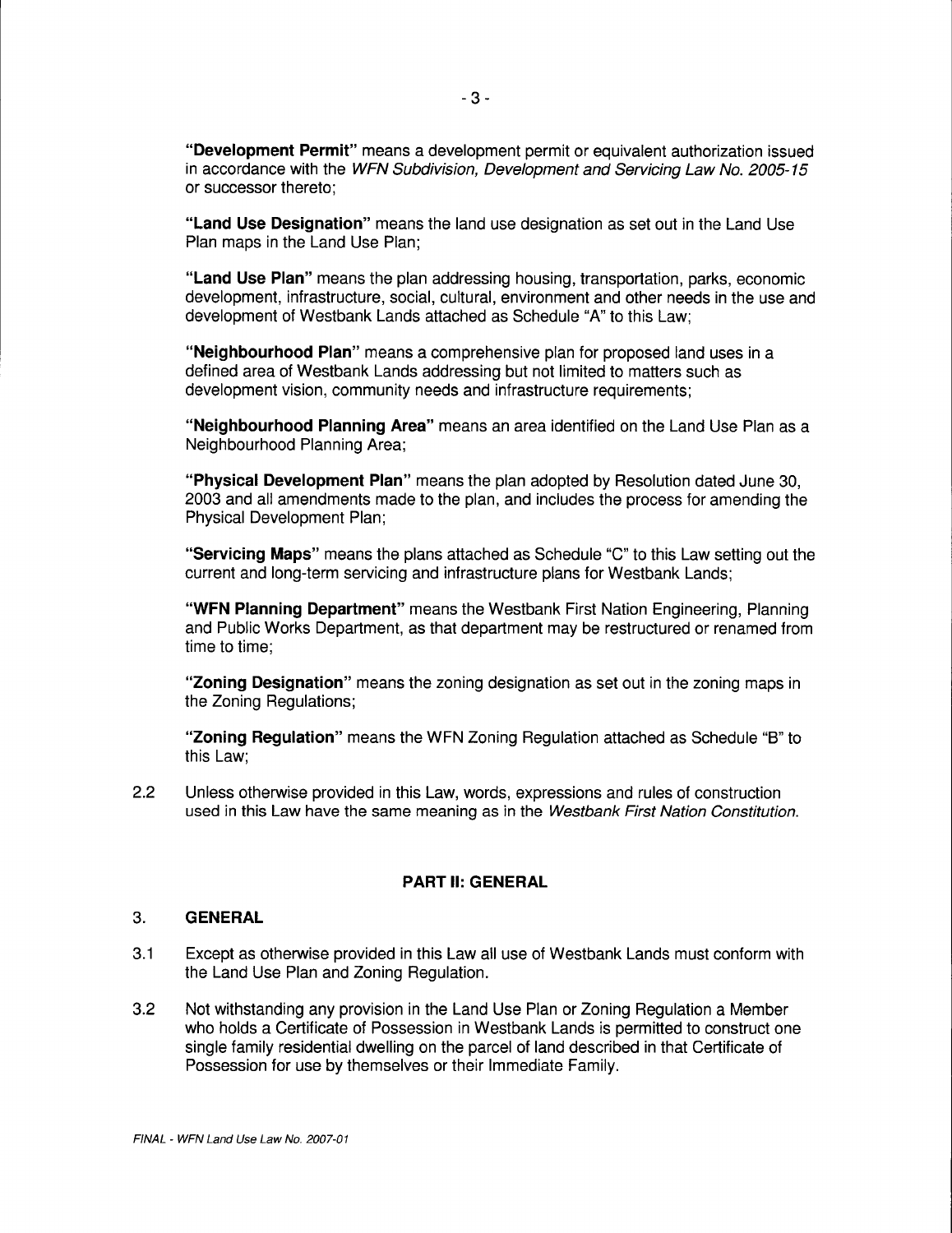**"Development Permit"** means a development permit or equivalent authorization issued in accordance with the *WFN Subdivision, Development and Servicing Law No. 2005-15* or successor thereto;

**"Land Use Designation"** means the land use designation as set out in the Land Use Plan maps in the Land Use Plan;

**"Land Use Plan"** means the plan addressing housing, transportation, parks, economic development, infrastructure, social, cultural, environment and other needs in the use and development of Westbank Lands attached as Schedule "A" to this Law;

**"Neighbourhood Plan"** means a comprehensive plan for proposed land uses in a defined area of Westbank Lands addressing but not limited to matters such as development vision, community needs and infrastructure requirements;

**"Neighbourhood Planning Area"** means an area identified on the Land Use Plan as a Neighbourhood Planning Area;

**"Physical Development Plan"** means the plan adopted by Resolution dated June 30, 2003 and all amendments made to the plan, and includes the process for amending the Physical Development Plan;

**"Servicing Maps"** means the plans attached as Schedule "C" to this Law setting out the current and long-term servicing and infrastructure plans for Westbank Lands;

**"WFN Planning Department"** means the Westbank First Nation Engineering, Planning and Public Works Department, as that department may be restructured or renamed from time to time;

**"Zoning Designation"** means the zoning designation as set out in the zoning maps in the Zoning Regulations;

**"Zoning Regulation"** means the WFN Zoning Regulation attached as Schedule "B" to this Law;

2.2 Unless otherwise provided in this Law, words, expressions and rules of construction used in this Law have the same meaning as in the *Westbank First Nation Constitution*.

## PART II: GENERAL

### 3. GENERAL

3.1 Except as otherwise provided in this Law all use of Westbank Lands must conform with the Land Use Plan and Zoning Regulation.

3.2 Not withstanding any provision in the Land Use Plan or Zoning Regulation a Member who holds a Certificate of Possession in Westbank Lands is permitted to construct one single family residential dwelling on the parcel of land described in that Certificate of Possession for use by themselves or their Immediate Family.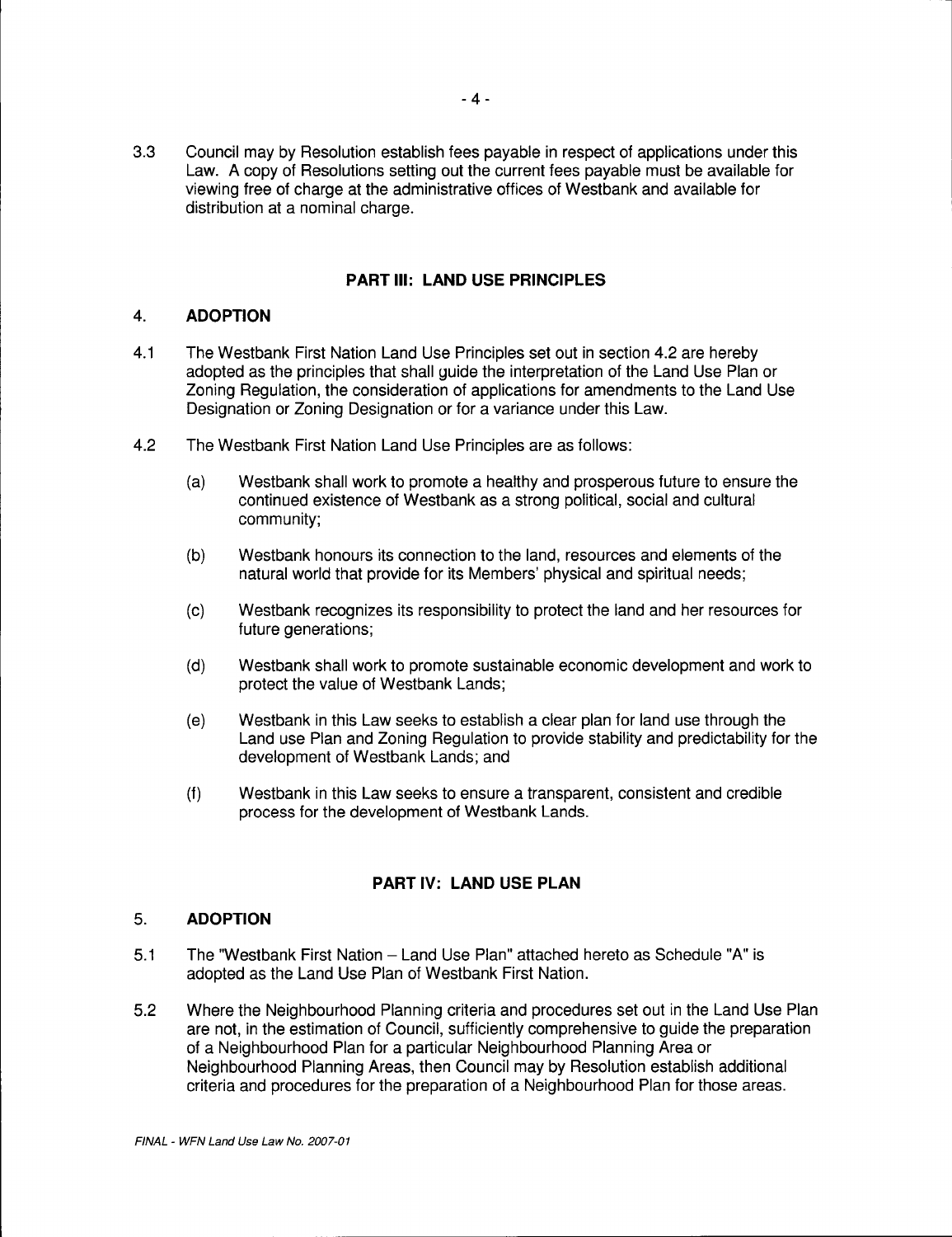3.3 Council may by Resolution establish fees payable in respect of applications under this Law. A copy of Resolutions setting out the current fees payable must be available for viewing free of charge at the administrative offices of Westbank and available for distribution at a nominal charge.

## PART III: LAND USE PRINCIPLES

### 4. ADOPTION

4.1 The Westbank First Nation Land Use Principles set out in section 4.2 are hereby adopted as the principles that shall guide the interpretation of the Land Use Plan or Zoning Regulation, the consideration of applications for amendments to the Land Use Designation or Zoning Designation or for a variance under this Law.

4.2 The Westbank First Nation Land Use Principles are as follows:

(a) Westbank shall work to promote a healthy and prosperous future to ensure the continued existence of Westbank as a strong political, social and cultural community;

(b) Westbank honours its connection to the land, resources and elements of the natural world that provide for its Members' physical and spiritual needs;

(c) Westbank recognizes its responsibility to protect the land and her resources for future generations;

(d) Westbank shall work to promote sustainable economic development and work to protect the value of Westbank Lands;

(e) Westbank in this Law seeks to establish a clear plan for land use through the Land use Plan and Zoning Regulation to provide stability and predictability for the development of Westbank Lands; and

(f) Westbank in this Law seeks to ensure a transparent, consistent and credible process for the development of Westbank Lands.

## PART IV: LAND USE PLAN

### 5. ADOPTION

5.1 The "Westbank First Nation – Land Use Plan" attached hereto as Schedule "A" is adopted as the Land Use Plan of Westbank First Nation.

5.2 Where the Neighbourhood Planning criteria and procedures set out in the Land Use Plan are not, in the estimation of Council, sufficiently comprehensive to guide the preparation of a Neighbourhood Plan for a particular Neighbourhood Planning Area or Neighbourhood Planning Areas, then Council may by Resolution establish additional criteria and procedures for the preparation of a Neighbourhood Plan for those areas.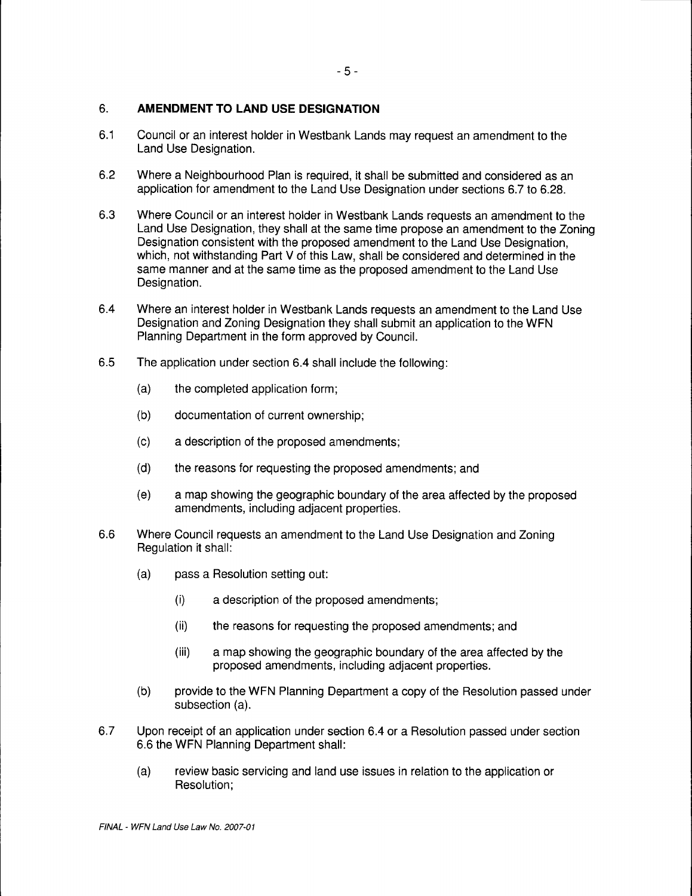## 6. AMENDMENT TO LAND USE DESIGNATION

6.1 Council or an interest holder in Westbank Lands may request an amendment to the Land Use Designation.

6.2 Where a Neighbourhood Plan is required, it shall be submitted and considered as an application for amendment to the Land Use Designation under sections 6.7 to 6.28.

6.3 Where Council or an interest holder in Westbank Lands requests an amendment to the Land Use Designation, they shall at the same time propose an amendment to the Zoning Designation consistent with the proposed amendment to the Land Use Designation, which, not withstanding Part V of this Law, shall be considered and determined in the same manner and at the same time as the proposed amendment to the Land Use Designation.

6.4 Where an interest holder in Westbank Lands requests an amendment to the Land Use Designation and Zoning Designation they shall submit an application to the WFN Planning Department in the form approved by Council.

6.5 The application under section 6.4 shall include the following:

- (a) the completed application form;
- (b) documentation of current ownership;
- (c) a description of the proposed amendments;
- (d) the reasons for requesting the proposed amendments; and
- (e) a map showing the geographic boundary of the area affected by the proposed amendments, including adjacent properties.

6.6 Where Council requests an amendment to the Land Use Designation and Zoning Regulation it shall:

- (a) pass a Resolution setting out:
  - (i) a description of the proposed amendments;
  - (ii) the reasons for requesting the proposed amendments; and
  - (iii) a map showing the geographic boundary of the area affected by the proposed amendments, including adjacent properties.
- (b) provide to the WFN Planning Department a copy of the Resolution passed under subsection (a).

6.7 Upon receipt of an application under section 6.4 or a Resolution passed under section 6.6 the WFN Planning Department shall:

- (a) review basic servicing and land use issues in relation to the application or Resolution;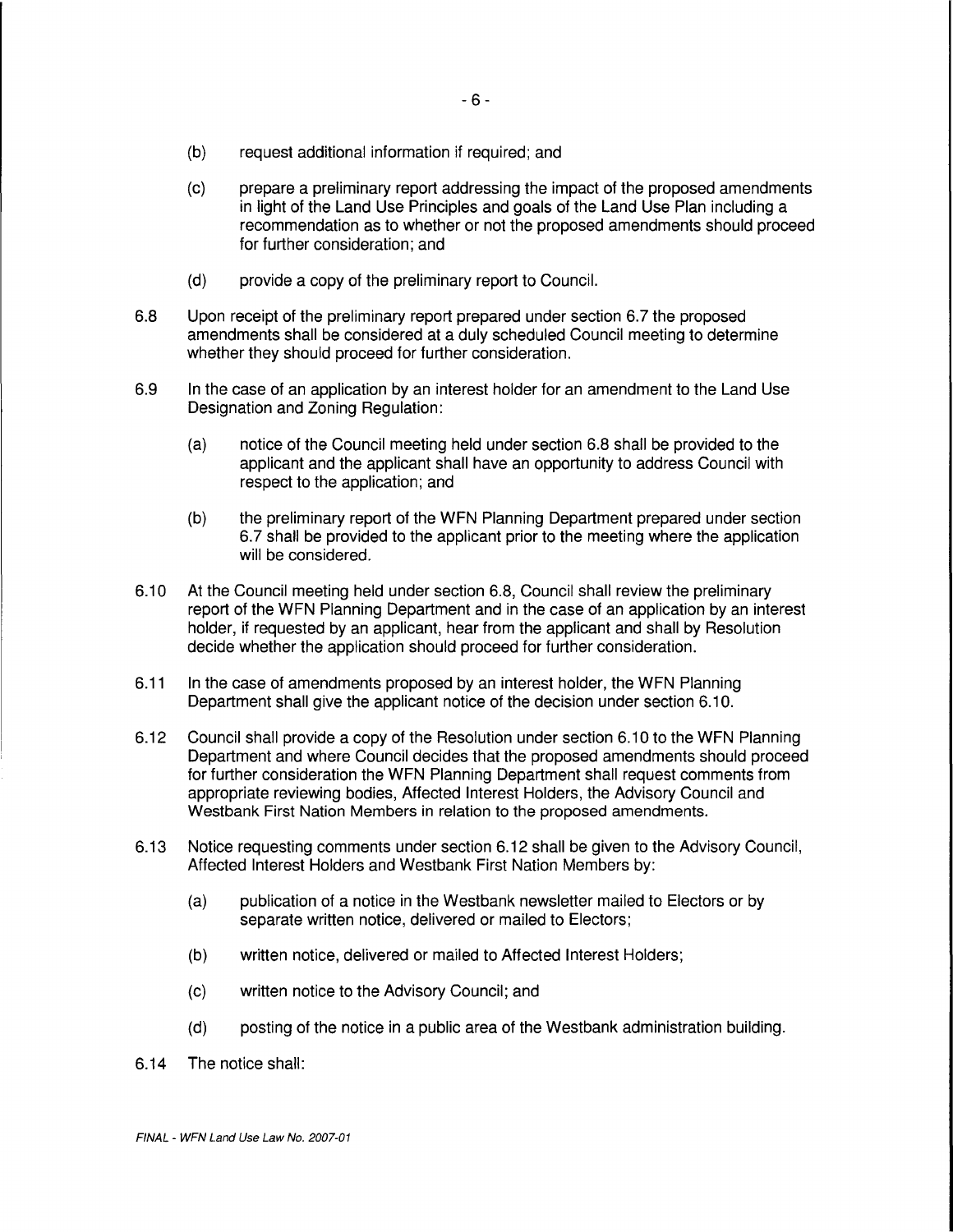(b) request additional information if required; and

(c) prepare a preliminary report addressing the impact of the proposed amendments in light of the Land Use Principles and goals of the Land Use Plan including a recommendation as to whether or not the proposed amendments should proceed for further consideration; and

(d) provide a copy of the preliminary report to Council.

6.8 Upon receipt of the preliminary report prepared under section 6.7 the proposed amendments shall be considered at a duly scheduled Council meeting to determine whether they should proceed for further consideration.

6.9 In the case of an application by an interest holder for an amendment to the Land Use Designation and Zoning Regulation:

(a) notice of the Council meeting held under section 6.8 shall be provided to the applicant and the applicant shall have an opportunity to address Council with respect to the application; and

(b) the preliminary report of the WFN Planning Department prepared under section 6.7 shall be provided to the applicant prior to the meeting where the application will be considered.

6.10 At the Council meeting held under section 6.8, Council shall review the preliminary report of the WFN Planning Department and in the case of an application by an interest holder, if requested by an applicant, hear from the applicant and shall by Resolution decide whether the application should proceed for further consideration.

6.11 In the case of amendments proposed by an interest holder, the WFN Planning Department shall give the applicant notice of the decision under section 6.10.

6.12 Council shall provide a copy of the Resolution under section 6.10 to the WFN Planning Department and where Council decides that the proposed amendments should proceed for further consideration the WFN Planning Department shall request comments from appropriate reviewing bodies, Affected Interest Holders, the Advisory Council and Westbank First Nation Members in relation to the proposed amendments.

6.13 Notice requesting comments under section 6.12 shall be given to the Advisory Council, Affected Interest Holders and Westbank First Nation Members by:

(a) publication of a notice in the Westbank newsletter mailed to Electors or by separate written notice, delivered or mailed to Electors;

(b) written notice, delivered or mailed to Affected Interest Holders;

(c) written notice to the Advisory Council; and

(d) posting of the notice in a public area of the Westbank administration building.

6.14 The notice shall: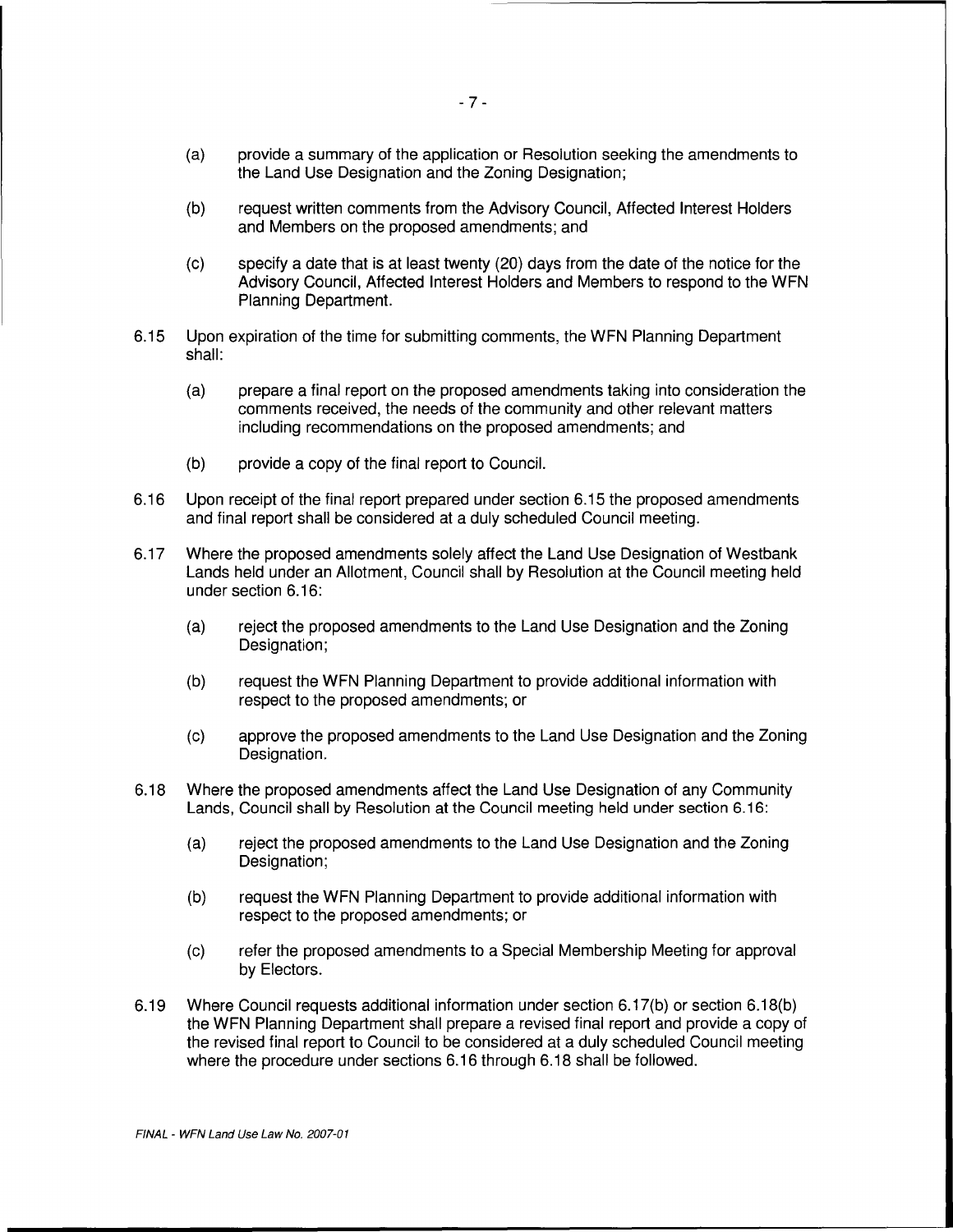(a) provide a summary of the application or Resolution seeking the amendments to the Land Use Designation and the Zoning Designation;

(b) request written comments from the Advisory Council, Affected Interest Holders and Members on the proposed amendments; and

(c) specify a date that is at least twenty (20) days from the date of the notice for the Advisory Council, Affected Interest Holders and Members to respond to the WFN Planning Department.

6.15 Upon expiration of the time for submitting comments, the WFN Planning Department shall:

(a) prepare a final report on the proposed amendments taking into consideration the comments received, the needs of the community and other relevant matters including recommendations on the proposed amendments; and

(b) provide a copy of the final report to Council.

6.16 Upon receipt of the final report prepared under section 6.15 the proposed amendments and final report shall be considered at a duly scheduled Council meeting.

6.17 Where the proposed amendments solely affect the Land Use Designation of Westbank Lands held under an Allotment, Council shall by Resolution at the Council meeting held under section 6.16:

(a) reject the proposed amendments to the Land Use Designation and the Zoning Designation;

(b) request the WFN Planning Department to provide additional information with respect to the proposed amendments; or

(c) approve the proposed amendments to the Land Use Designation and the Zoning Designation.

6.18 Where the proposed amendments affect the Land Use Designation of any Community Lands, Council shall by Resolution at the Council meeting held under section 6.16:

(a) reject the proposed amendments to the Land Use Designation and the Zoning Designation;

(b) request the WFN Planning Department to provide additional information with respect to the proposed amendments; or

(c) refer the proposed amendments to a Special Membership Meeting for approval by Electors.

6.19 Where Council requests additional information under section 6.17(b) or section 6.18(b) the WFN Planning Department shall prepare a revised final report and provide a copy of the revised final report to Council to be considered at a duly scheduled Council meeting where the procedure under sections 6.16 through 6.18 shall be followed.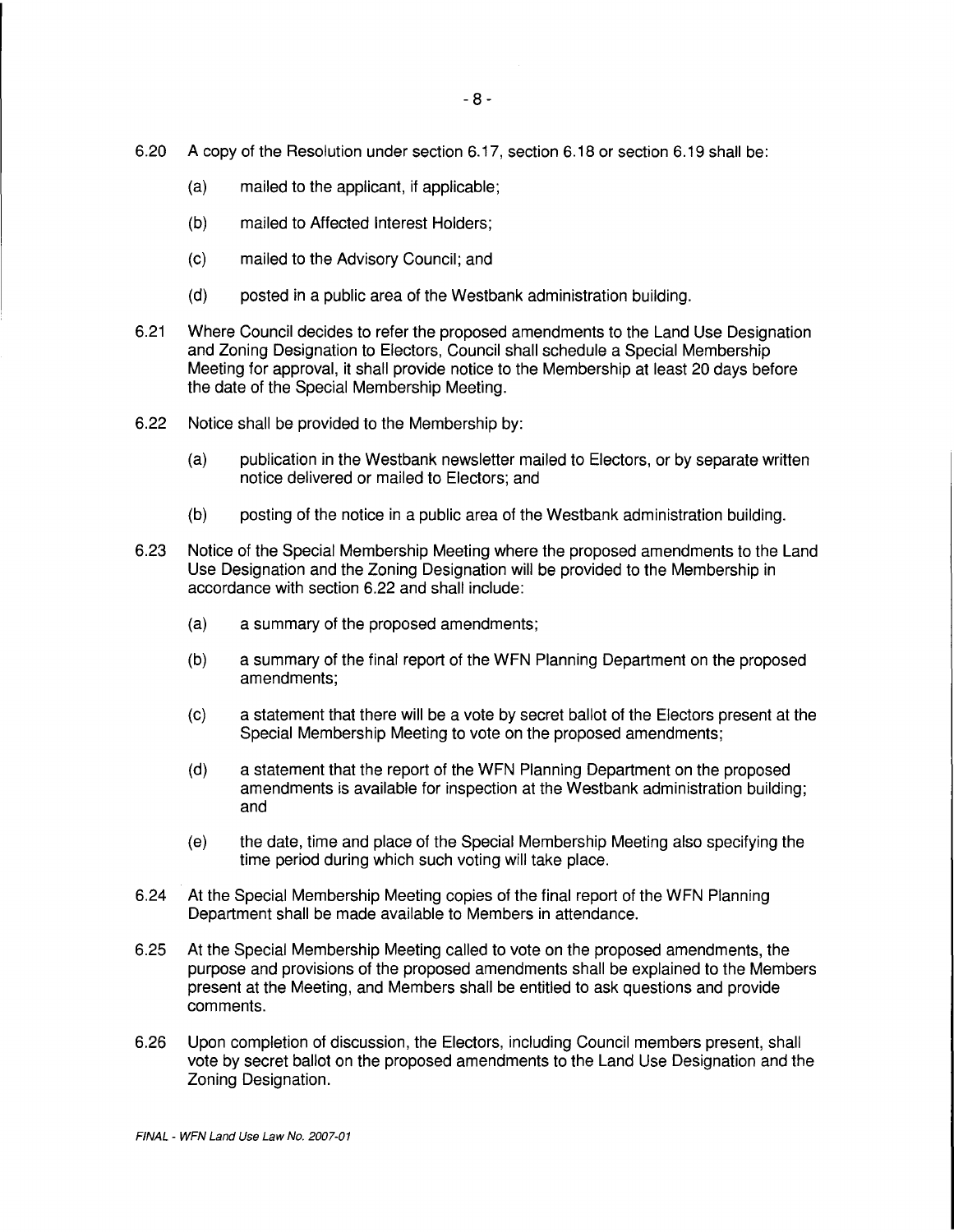6.20 A copy of the Resolution under section 6.17, section 6.18 or section 6.19 shall be:

(a) mailed to the applicant, if applicable;

(b) mailed to Affected Interest Holders;

(c) mailed to the Advisory Council; and

(d) posted in a public area of the Westbank administration building.

6.21 Where Council decides to refer the proposed amendments to the Land Use Designation and Zoning Designation to Electors, Council shall schedule a Special Membership Meeting for approval, it shall provide notice to the Membership at least 20 days before the date of the Special Membership Meeting.

6.22 Notice shall be provided to the Membership by:

(a) publication in the Westbank newsletter mailed to Electors, or by separate written notice delivered or mailed to Electors; and

(b) posting of the notice in a public area of the Westbank administration building.

6.23 Notice of the Special Membership Meeting where the proposed amendments to the Land Use Designation and the Zoning Designation will be provided to the Membership in accordance with section 6.22 and shall include:

(a) a summary of the proposed amendments;

(b) a summary of the final report of the WFN Planning Department on the proposed amendments;

(c) a statement that there will be a vote by secret ballot of the Electors present at the Special Membership Meeting to vote on the proposed amendments;

(d) a statement that the report of the WFN Planning Department on the proposed amendments is available for inspection at the Westbank administration building; and

(e) the date, time and place of the Special Membership Meeting also specifying the time period during which such voting will take place.

6.24 At the Special Membership Meeting copies of the final report of the WFN Planning Department shall be made available to Members in attendance.

6.25 At the Special Membership Meeting called to vote on the proposed amendments, the purpose and provisions of the proposed amendments shall be explained to the Members present at the Meeting, and Members shall be entitled to ask questions and provide comments.

6.26 Upon completion of discussion, the Electors, including Council members present, shall vote by secret ballot on the proposed amendments to the Land Use Designation and the Zoning Designation.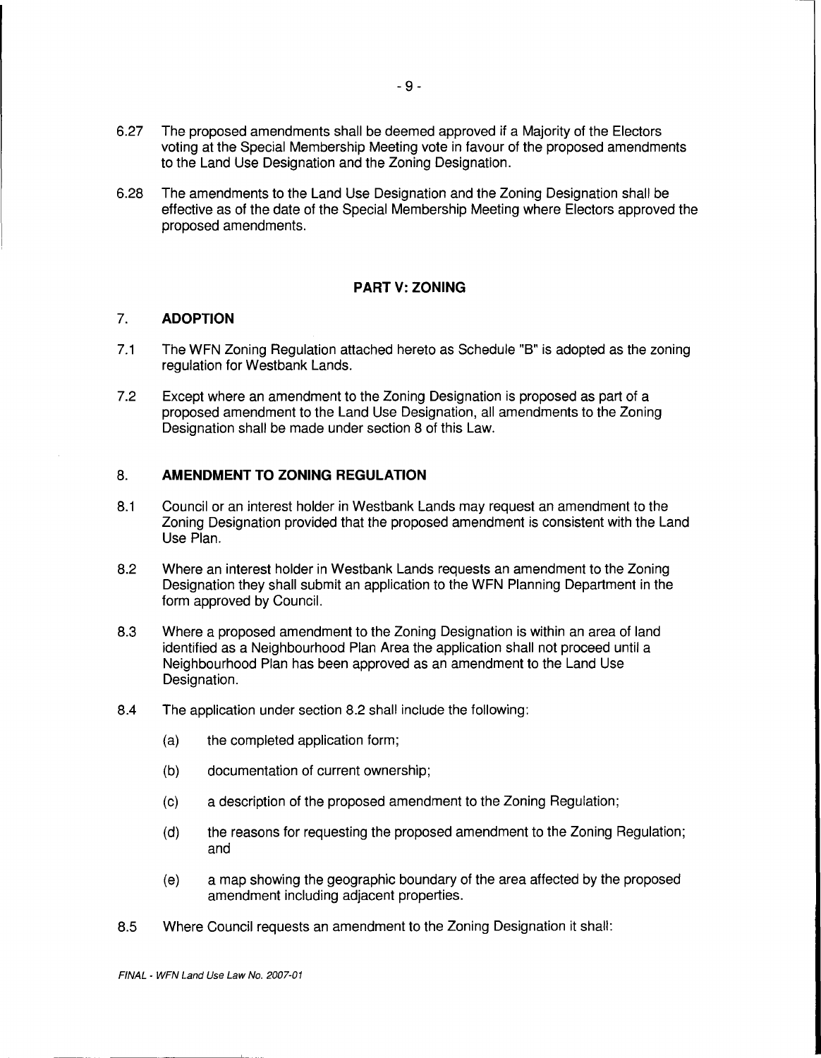6.27 The proposed amendments shall be deemed approved if a Majority of the Electors voting at the Special Membership Meeting vote in favour of the proposed amendments to the Land Use Designation and the Zoning Designation.

6.28 The amendments to the Land Use Designation and the Zoning Designation shall be effective as of the date of the Special Membership Meeting where Electors approved the proposed amendments.

## PART V: ZONING

### 7. ADOPTION

7.1 The WFN Zoning Regulation attached hereto as Schedule "B" is adopted as the zoning regulation for Westbank Lands.

7.2 Except where an amendment to the Zoning Designation is proposed as part of a proposed amendment to the Land Use Designation, all amendments to the Zoning Designation shall be made under section 8 of this Law.

### 8. AMENDMENT TO ZONING REGULATION

8.1 Council or an interest holder in Westbank Lands may request an amendment to the Zoning Designation provided that the proposed amendment is consistent with the Land Use Plan.

8.2 Where an interest holder in Westbank Lands requests an amendment to the Zoning Designation they shall submit an application to the WFN Planning Department in the form approved by Council.

8.3 Where a proposed amendment to the Zoning Designation is within an area of land identified as a Neighbourhood Plan Area the application shall not proceed until a Neighbourhood Plan has been approved as an amendment to the Land Use Designation.

8.4 The application under section 8.2 shall include the following:

(a) the completed application form;

(b) documentation of current ownership;

(c) a description of the proposed amendment to the Zoning Regulation;

(d) the reasons for requesting the proposed amendment to the Zoning Regulation; and

(e) a map showing the geographic boundary of the area affected by the proposed amendment including adjacent properties.

8.5 Where Council requests an amendment to the Zoning Designation it shall: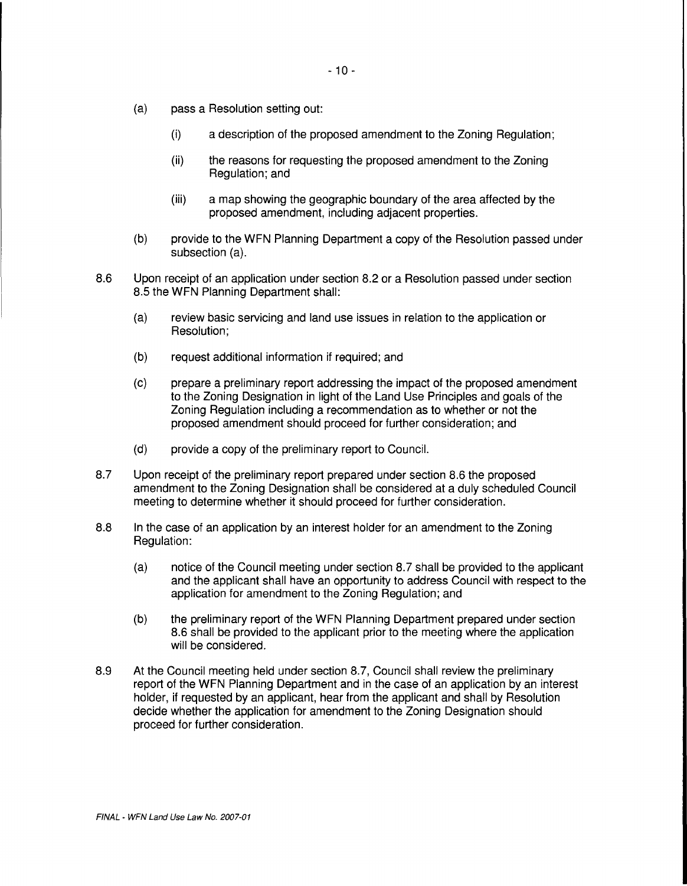(a) pass a Resolution setting out:

  (i) a description of the proposed amendment to the Zoning Regulation;

  (ii) the reasons for requesting the proposed amendment to the Zoning Regulation; and

  (iii) a map showing the geographic boundary of the area affected by the proposed amendment, including adjacent properties.

(b) provide to the WFN Planning Department a copy of the Resolution passed under subsection (a).

8.6 Upon receipt of an application under section 8.2 or a Resolution passed under section 8.5 the WFN Planning Department shall:

  (a) review basic servicing and land use issues in relation to the application or Resolution;

  (b) request additional information if required; and

  (c) prepare a preliminary report addressing the impact of the proposed amendment to the Zoning Designation in light of the Land Use Principles and goals of the Zoning Regulation including a recommendation as to whether or not the proposed amendment should proceed for further consideration; and

  (d) provide a copy of the preliminary report to Council.

8.7 Upon receipt of the preliminary report prepared under section 8.6 the proposed amendment to the Zoning Designation shall be considered at a duly scheduled Council meeting to determine whether it should proceed for further consideration.

8.8 In the case of an application by an interest holder for an amendment to the Zoning Regulation:

  (a) notice of the Council meeting under section 8.7 shall be provided to the applicant and the applicant shall have an opportunity to address Council with respect to the application for amendment to the Zoning Regulation; and

  (b) the preliminary report of the WFN Planning Department prepared under section 8.6 shall be provided to the applicant prior to the meeting where the application will be considered.

8.9 At the Council meeting held under section 8.7, Council shall review the preliminary report of the WFN Planning Department and in the case of an application by an interest holder, if requested by an applicant, hear from the applicant and shall by Resolution decide whether the application for amendment to the Zoning Designation should proceed for further consideration.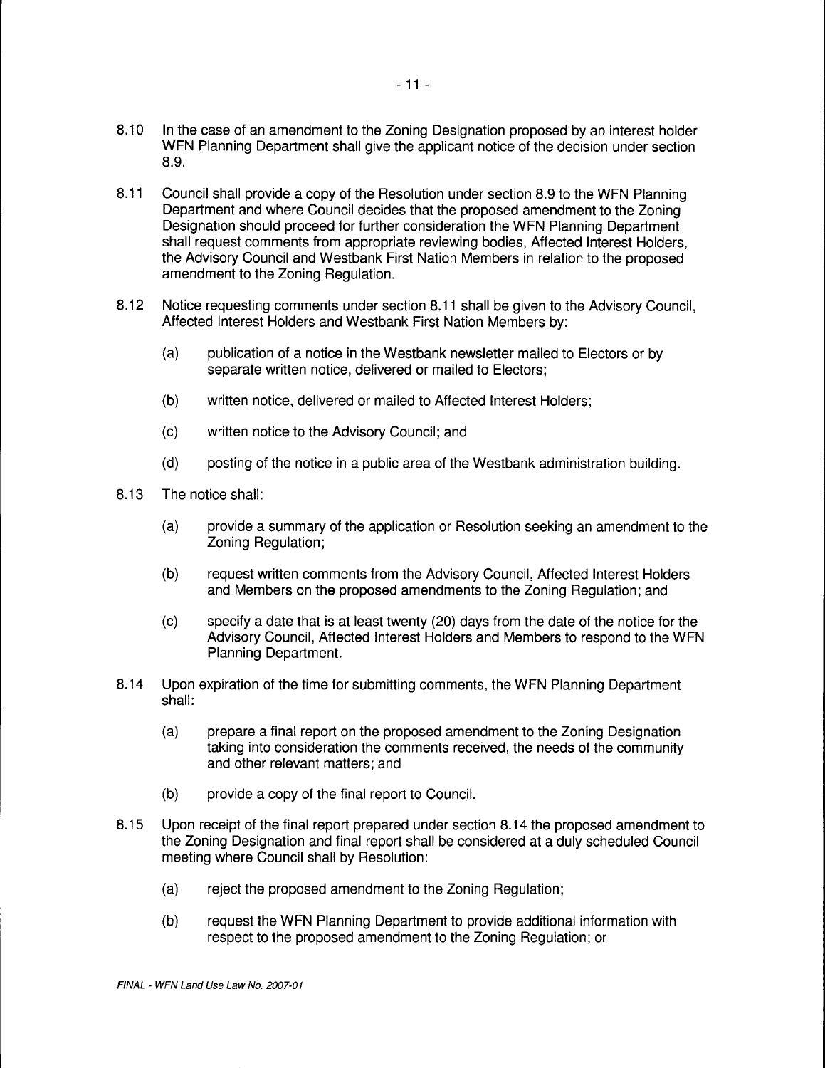8.10 In the case of an amendment to the Zoning Designation proposed by an interest holder WFN Planning Department shall give the applicant notice of the decision under section 8.9.

8.11 Council shall provide a copy of the Resolution under section 8.9 to the WFN Planning Department and where Council decides that the proposed amendment to the Zoning Designation should proceed for further consideration the WFN Planning Department shall request comments from appropriate reviewing bodies, Affected Interest Holders, the Advisory Council and Westbank First Nation Members in relation to the proposed amendment to the Zoning Regulation.

8.12 Notice requesting comments under section 8.11 shall be given to the Advisory Council, Affected Interest Holders and Westbank First Nation Members by:

(a) publication of a notice in the Westbank newsletter mailed to Electors or by separate written notice, delivered or mailed to Electors;

(b) written notice, delivered or mailed to Affected Interest Holders;

(c) written notice to the Advisory Council; and

(d) posting of the notice in a public area of the Westbank administration building.

8.13 The notice shall:

(a) provide a summary of the application or Resolution seeking an amendment to the Zoning Regulation;

(b) request written comments from the Advisory Council, Affected Interest Holders and Members on the proposed amendments to the Zoning Regulation; and

(c) specify a date that is at least twenty (20) days from the date of the notice for the Advisory Council, Affected Interest Holders and Members to respond to the WFN Planning Department.

8.14 Upon expiration of the time for submitting comments, the WFN Planning Department shall:

(a) prepare a final report on the proposed amendment to the Zoning Designation taking into consideration the comments received, the needs of the community and other relevant matters; and

(b) provide a copy of the final report to Council.

8.15 Upon receipt of the final report prepared under section 8.14 the proposed amendment to the Zoning Designation and final report shall be considered at a duly scheduled Council meeting where Council shall by Resolution:

(a) reject the proposed amendment to the Zoning Regulation;

(b) request the WFN Planning Department to provide additional information with respect to the proposed amendment to the Zoning Regulation; or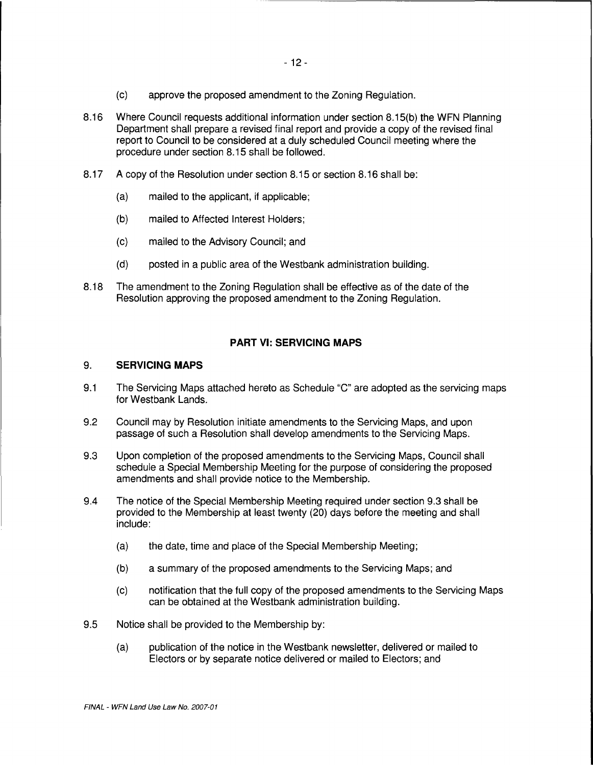(c) approve the proposed amendment to the Zoning Regulation.

8.16 Where Council requests additional information under section 8.15(b) the WFN Planning Department shall prepare a revised final report and provide a copy of the revised final report to Council to be considered at a duly scheduled Council meeting where the procedure under section 8.15 shall be followed.

8.17 A copy of the Resolution under section 8.15 or section 8.16 shall be:

(a) mailed to the applicant, if applicable;

(b) mailed to Affected Interest Holders;

(c) mailed to the Advisory Council; and

(d) posted in a public area of the Westbank administration building.

8.18 The amendment to the Zoning Regulation shall be effective as of the date of the Resolution approving the proposed amendment to the Zoning Regulation.

## PART VI: SERVICING MAPS

### 9. SERVICING MAPS

9.1 The Servicing Maps attached hereto as Schedule "C" are adopted as the servicing maps for Westbank Lands.

9.2 Council may by Resolution initiate amendments to the Servicing Maps, and upon passage of such a Resolution shall develop amendments to the Servicing Maps.

9.3 Upon completion of the proposed amendments to the Servicing Maps, Council shall schedule a Special Membership Meeting for the purpose of considering the proposed amendments and shall provide notice to the Membership.

9.4 The notice of the Special Membership Meeting required under section 9.3 shall be provided to the Membership at least twenty (20) days before the meeting and shall include:

(a) the date, time and place of the Special Membership Meeting;

(b) a summary of the proposed amendments to the Servicing Maps; and

(c) notification that the full copy of the proposed amendments to the Servicing Maps can be obtained at the Westbank administration building.

9.5 Notice shall be provided to the Membership by:

(a) publication of the notice in the Westbank newsletter, delivered or mailed to Electors or by separate notice delivered or mailed to Electors; and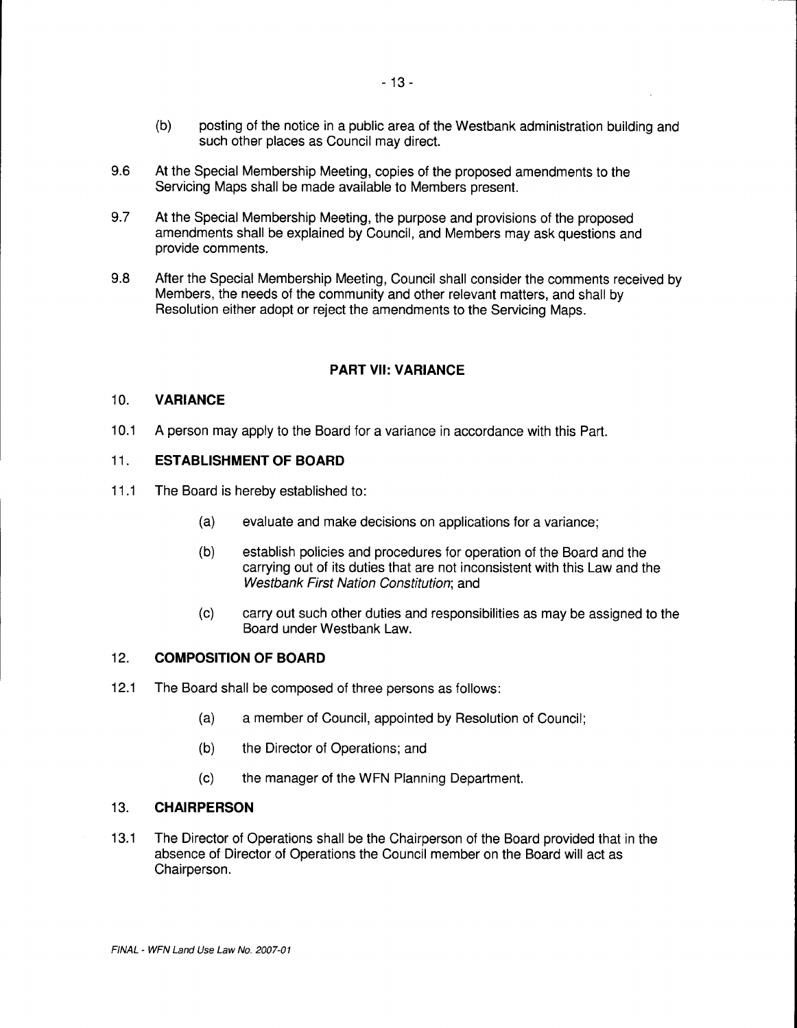(b) posting of the notice in a public area of the Westbank administration building and such other places as Council may direct.

9.6 At the Special Membership Meeting, copies of the proposed amendments to the Servicing Maps shall be made available to Members present.

9.7 At the Special Membership Meeting, the purpose and provisions of the proposed amendments shall be explained by Council, and Members may ask questions and provide comments.

9.8 After the Special Membership Meeting, Council shall consider the comments received by Members, the needs of the community and other relevant matters, and shall by Resolution either adopt or reject the amendments to the Servicing Maps.

## PART VII: VARIANCE

### 10. VARIANCE

10.1 A person may apply to the Board for a variance in accordance with this Part.

### 11. ESTABLISHMENT OF BOARD

11.1 The Board is hereby established to:

(a) evaluate and make decisions on applications for a variance;

(b) establish policies and procedures for operation of the Board and the carrying out of its duties that are not inconsistent with this Law and the *Westbank First Nation Constitution*; and

(c) carry out such other duties and responsibilities as may be assigned to the Board under Westbank Law.

### 12. COMPOSITION OF BOARD

12.1 The Board shall be composed of three persons as follows:

(a) a member of Council, appointed by Resolution of Council;

(b) the Director of Operations; and

(c) the manager of the WFN Planning Department.

### 13. CHAIRPERSON

13.1 The Director of Operations shall be the Chairperson of the Board provided that in the absence of Director of Operations the Council member on the Board will act as Chairperson.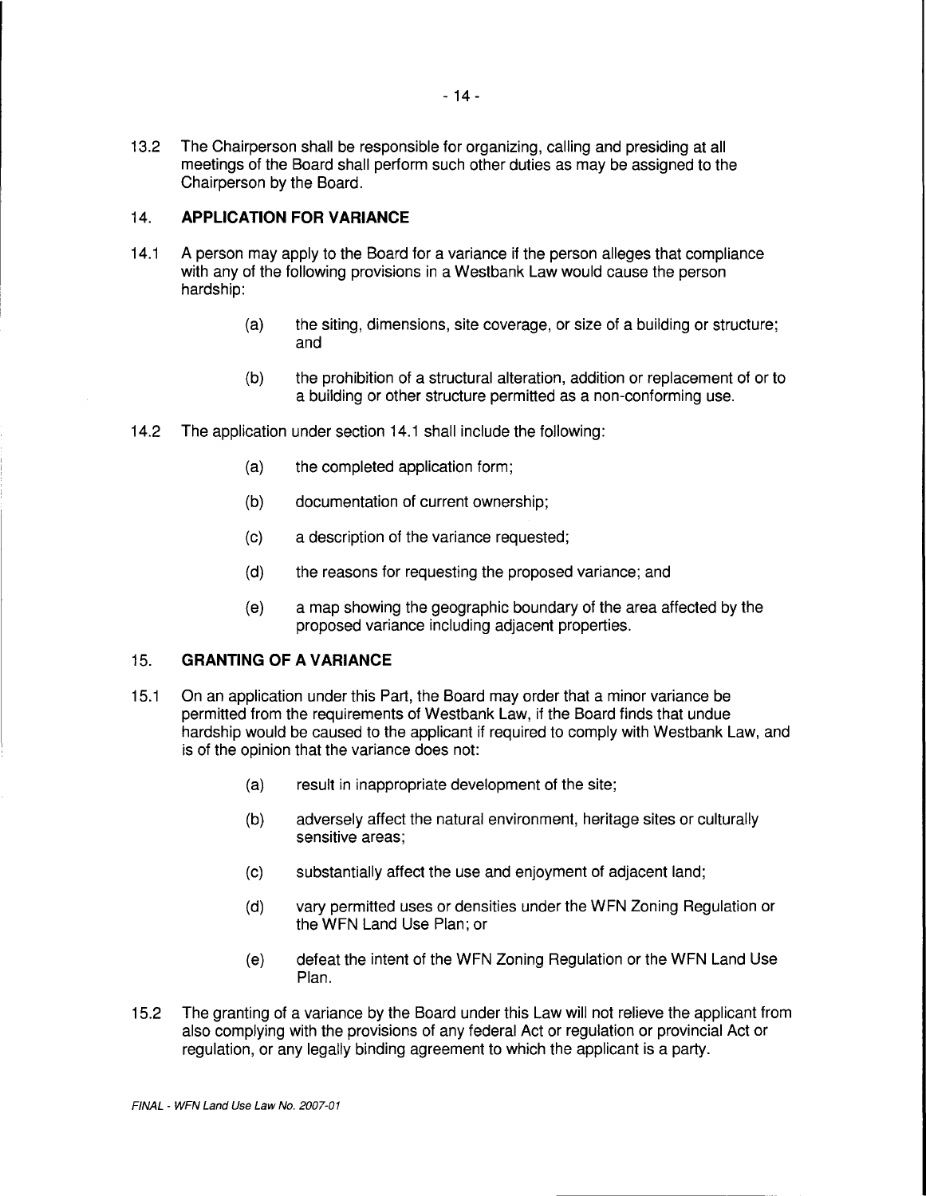13.2 The Chairperson shall be responsible for organizing, calling and presiding at all meetings of the Board shall perform such other duties as may be assigned to the Chairperson by the Board.

## 14. APPLICATION FOR VARIANCE

14.1 A person may apply to the Board for a variance if the person alleges that compliance with any of the following provisions in a Westbank Law would cause the person hardship:

(a) the siting, dimensions, site coverage, or size of a building or structure; and

(b) the prohibition of a structural alteration, addition or replacement of or to a building or other structure permitted as a non-conforming use.

14.2 The application under section 14.1 shall include the following:

(a) the completed application form;

(b) documentation of current ownership;

(c) a description of the variance requested;

(d) the reasons for requesting the proposed variance; and

(e) a map showing the geographic boundary of the area affected by the proposed variance including adjacent properties.

## 15. GRANTING OF A VARIANCE

15.1 On an application under this Part, the Board may order that a minor variance be permitted from the requirements of Westbank Law, if the Board finds that undue hardship would be caused to the applicant if required to comply with Westbank Law, and is of the opinion that the variance does not:

(a) result in inappropriate development of the site;

(b) adversely affect the natural environment, heritage sites or culturally sensitive areas;

(c) substantially affect the use and enjoyment of adjacent land;

(d) vary permitted uses or densities under the WFN Zoning Regulation or the WFN Land Use Plan; or

(e) defeat the intent of the WFN Zoning Regulation or the WFN Land Use Plan.

15.2 The granting of a variance by the Board under this Law will not relieve the applicant from also complying with the provisions of any federal Act or regulation or provincial Act or regulation, or any legally binding agreement to which the applicant is a party.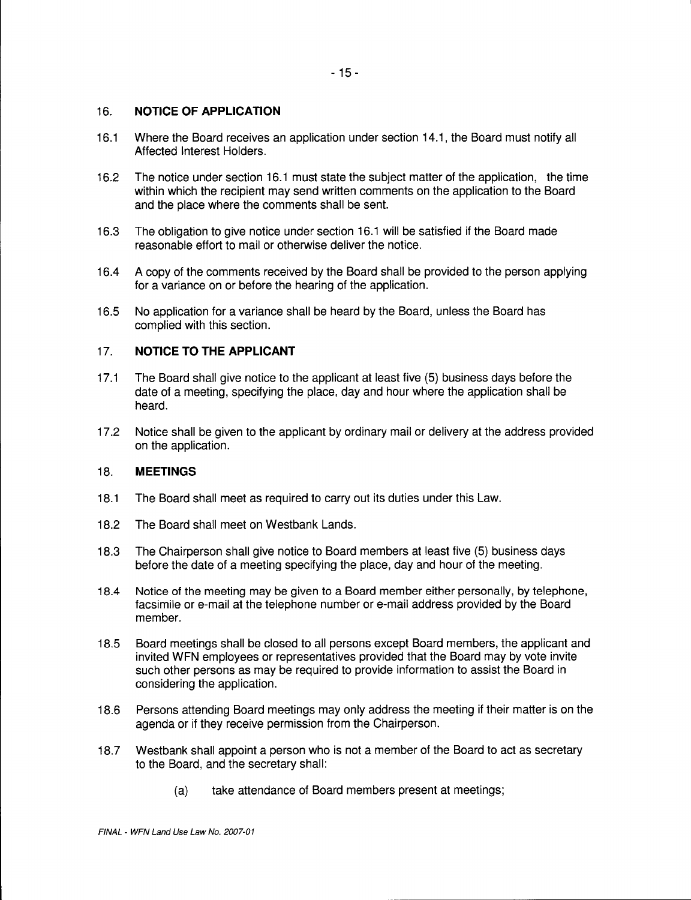## 16. NOTICE OF APPLICATION

16.1 Where the Board receives an application under section 14.1, the Board must notify all Affected Interest Holders.

16.2 The notice under section 16.1 must state the subject matter of the application, the time within which the recipient may send written comments on the application to the Board and the place where the comments shall be sent.

16.3 The obligation to give notice under section 16.1 will be satisfied if the Board made reasonable effort to mail or otherwise deliver the notice.

16.4 A copy of the comments received by the Board shall be provided to the person applying for a variance on or before the hearing of the application.

16.5 No application for a variance shall be heard by the Board, unless the Board has complied with this section.

## 17. NOTICE TO THE APPLICANT

17.1 The Board shall give notice to the applicant at least five (5) business days before the date of a meeting, specifying the place, day and hour where the application shall be heard.

17.2 Notice shall be given to the applicant by ordinary mail or delivery at the address provided on the application.

## 18. MEETINGS

18.1 The Board shall meet as required to carry out its duties under this Law.

18.2 The Board shall meet on Westbank Lands.

18.3 The Chairperson shall give notice to Board members at least five (5) business days before the date of a meeting specifying the place, day and hour of the meeting.

18.4 Notice of the meeting may be given to a Board member either personally, by telephone, facsimile or e-mail at the telephone number or e-mail address provided by the Board member.

18.5 Board meetings shall be closed to all persons except Board members, the applicant and invited WFN employees or representatives provided that the Board may by vote invite such other persons as may be required to provide information to assist the Board in considering the application.

18.6 Persons attending Board meetings may only address the meeting if their matter is on the agenda or if they receive permission from the Chairperson.

18.7 Westbank shall appoint a person who is not a member of the Board to act as secretary to the Board, and the secretary shall:

(a) take attendance of Board members present at meetings;

*FINAL - WFN Land Use Law No. 2007-01*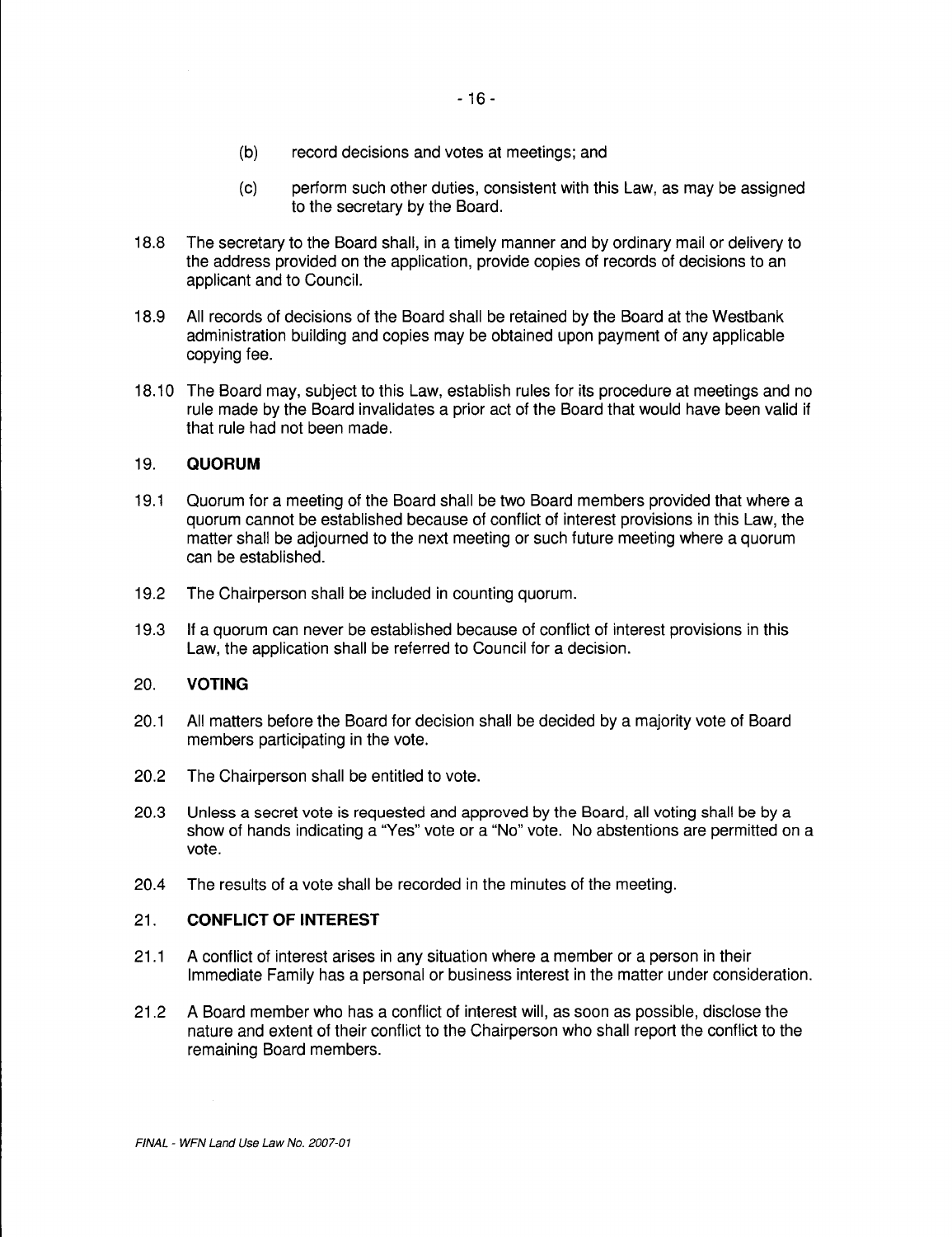(b) record decisions and votes at meetings; and

(c) perform such other duties, consistent with this Law, as may be assigned to the secretary by the Board.

18.8 The secretary to the Board shall, in a timely manner and by ordinary mail or delivery to the address provided on the application, provide copies of records of decisions to an applicant and to Council.

18.9 All records of decisions of the Board shall be retained by the Board at the Westbank administration building and copies may be obtained upon payment of any applicable copying fee.

18.10 The Board may, subject to this Law, establish rules for its procedure at meetings and no rule made by the Board invalidates a prior act of the Board that would have been valid if that rule had not been made.

## 19. QUORUM

19.1 Quorum for a meeting of the Board shall be two Board members provided that where a quorum cannot be established because of conflict of interest provisions in this Law, the matter shall be adjourned to the next meeting or such future meeting where a quorum can be established.

19.2 The Chairperson shall be included in counting quorum.

19.3 If a quorum can never be established because of conflict of interest provisions in this Law, the application shall be referred to Council for a decision.

## 20. VOTING

20.1 All matters before the Board for decision shall be decided by a majority vote of Board members participating in the vote.

20.2 The Chairperson shall be entitled to vote.

20.3 Unless a secret vote is requested and approved by the Board, all voting shall be by a show of hands indicating a "Yes" vote or a "No" vote. No abstentions are permitted on a vote.

20.4 The results of a vote shall be recorded in the minutes of the meeting.

## 21. CONFLICT OF INTEREST

21.1 A conflict of interest arises in any situation where a member or a person in their Immediate Family has a personal or business interest in the matter under consideration.

21.2 A Board member who has a conflict of interest will, as soon as possible, disclose the nature and extent of their conflict to the Chairperson who shall report the conflict to the remaining Board members.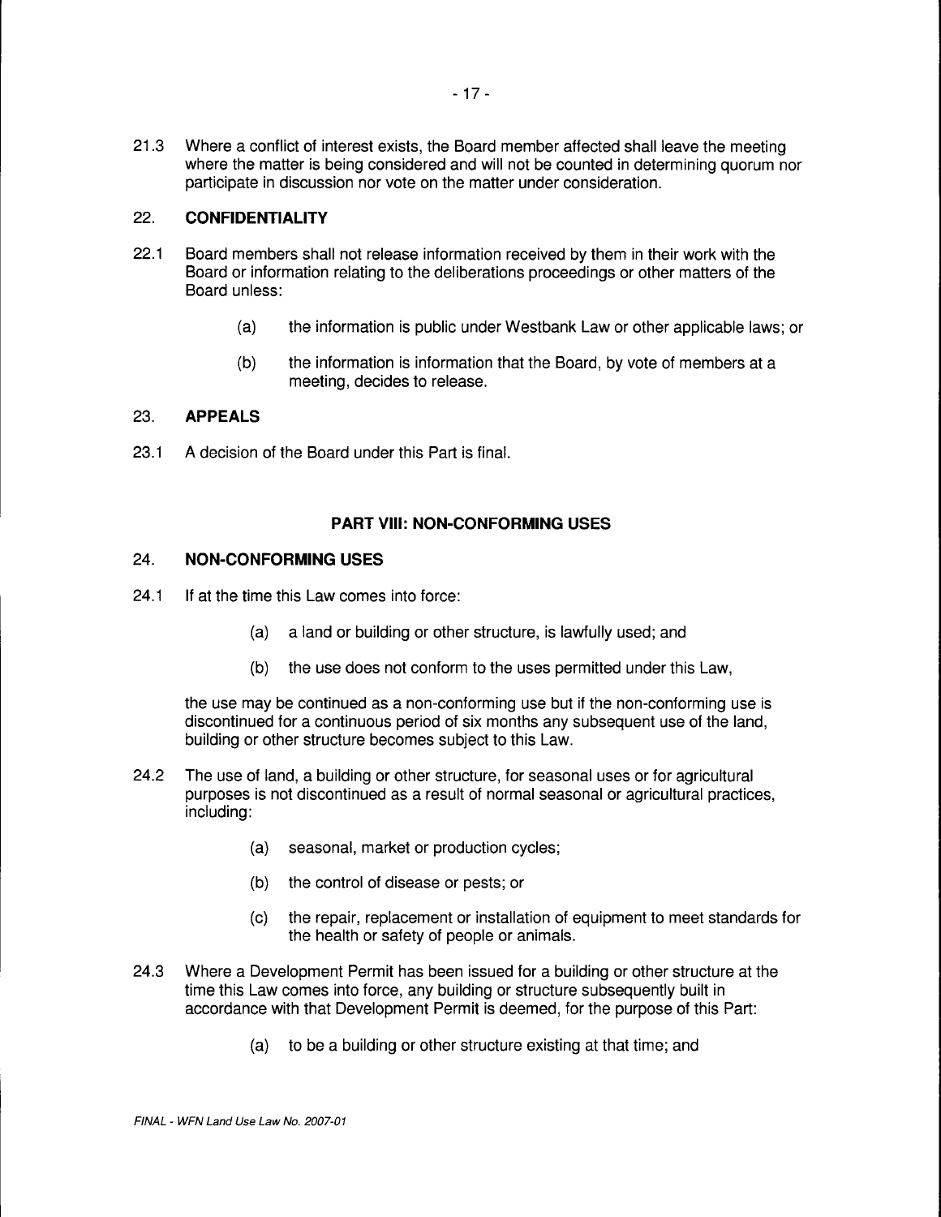21.3 Where a conflict of interest exists, the Board member affected shall leave the meeting where the matter is being considered and will not be counted in determining quorum nor participate in discussion nor vote on the matter under consideration.

### 22. CONFIDENTIALITY

22.1 Board members shall not release information received by them in their work with the Board or information relating to the deliberations proceedings or other matters of the Board unless:

- (a) the information is public under Westbank Law or other applicable laws; or
- (b) the information is information that the Board, by vote of members at a meeting, decides to release.

### 23. APPEALS

23.1 A decision of the Board under this Part is final.

## PART VIII: NON-CONFORMING USES

### 24. NON-CONFORMING USES

24.1 If at the time this Law comes into force:

- (a) a land or building or other structure, is lawfully used; and
- (b) the use does not conform to the uses permitted under this Law,

the use may be continued as a non-conforming use but if the non-conforming use is discontinued for a continuous period of six months any subsequent use of the land, building or other structure becomes subject to this Law.

24.2 The use of land, a building or other structure, for seasonal uses or for agricultural purposes is not discontinued as a result of normal seasonal or agricultural practices, including:

- (a) seasonal, market or production cycles;
- (b) the control of disease or pests; or
- (c) the repair, replacement or installation of equipment to meet standards for the health or safety of people or animals.

24.3 Where a Development Permit has been issued for a building or other structure at the time this Law comes into force, any building or structure subsequently built in accordance with that Development Permit is deemed, for the purpose of this Part:

- (a) to be a building or other structure existing at that time; and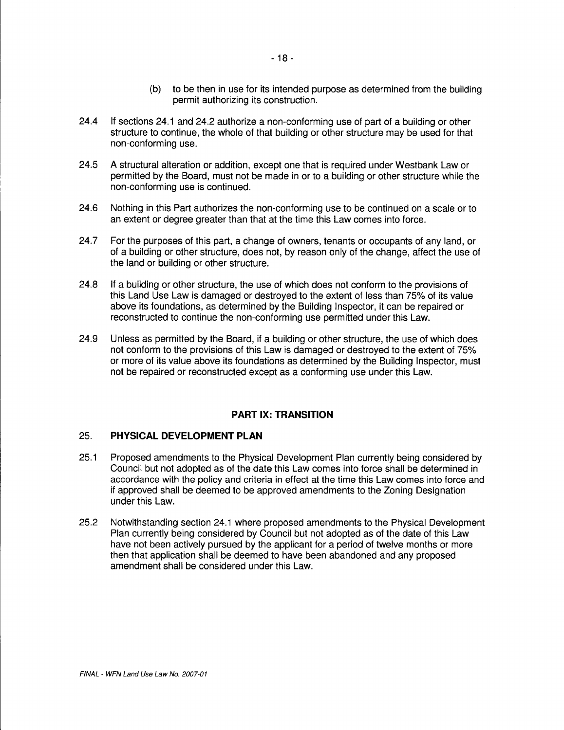(b) to be then in use for its intended purpose as determined from the building permit authorizing its construction.

24.4 If sections 24.1 and 24.2 authorize a non-conforming use of part of a building or other structure to continue, the whole of that building or other structure may be used for that non-conforming use.

24.5 A structural alteration or addition, except one that is required under Westbank Law or permitted by the Board, must not be made in or to a building or other structure while the non-conforming use is continued.

24.6 Nothing in this Part authorizes the non-conforming use to be continued on a scale or to an extent or degree greater than that at the time this Law comes into force.

24.7 For the purposes of this part, a change of owners, tenants or occupants of any land, or of a building or other structure, does not, by reason only of the change, affect the use of the land or building or other structure.

24.8 If a building or other structure, the use of which does not conform to the provisions of this Land Use Law is damaged or destroyed to the extent of less than 75% of its value above its foundations, as determined by the Building Inspector, it can be repaired or reconstructed to continue the non-conforming use permitted under this Law.

24.9 Unless as permitted by the Board, if a building or other structure, the use of which does not conform to the provisions of this Law is damaged or destroyed to the extent of 75% or more of its value above its foundations as determined by the Building Inspector, must not be repaired or reconstructed except as a conforming use under this Law.

## PART IX: TRANSITION

### 25. PHYSICAL DEVELOPMENT PLAN

25.1 Proposed amendments to the Physical Development Plan currently being considered by Council but not adopted as of the date this Law comes into force shall be determined in accordance with the policy and criteria in effect at the time this Law comes into force and if approved shall be deemed to be approved amendments to the Zoning Designation under this Law.

25.2 Notwithstanding section 24.1 where proposed amendments to the Physical Development Plan currently being considered by Council but not adopted as of the date of this Law have not been actively pursued by the applicant for a period of twelve months or more then that application shall be deemed to have been abandoned and any proposed amendment shall be considered under this Law.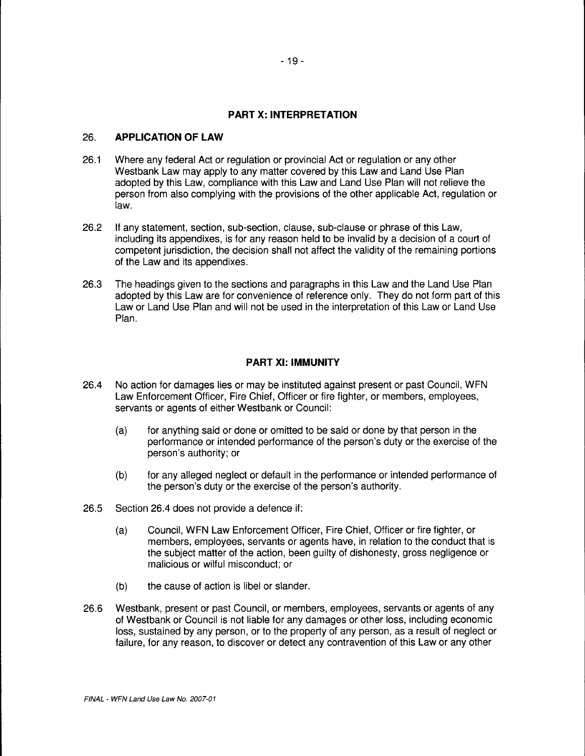## PART X: INTERPRETATION

### 26. APPLICATION OF LAW

26.1 Where any federal Act or regulation or provincial Act or regulation or any other Westbank Law may apply to any matter covered by this Law and Land Use Plan adopted by this Law, compliance with this Law and Land Use Plan will not relieve the person from also complying with the provisions of the other applicable Act, regulation or law.

26.2 If any statement, section, sub-section, clause, sub-clause or phrase of this Law, including its appendixes, is for any reason held to be invalid by a decision of a court of competent jurisdiction, the decision shall not affect the validity of the remaining portions of the Law and its appendixes.

26.3 The headings given to the sections and paragraphs in this Law and the Land Use Plan adopted by this Law are for convenience of reference only. They do not form part of this Law or Land Use Plan and will not be used in the interpretation of this Law or Land Use Plan.

## PART XI: IMMUNITY

26.4 No action for damages lies or may be instituted against present or past Council, WFN Law Enforcement Officer, Fire Chief, Officer or fire fighter, or members, employees, servants or agents of either Westbank or Council:

(a) for anything said or done or omitted to be said or done by that person in the performance or intended performance of the person's duty or the exercise of the person's authority; or

(b) for any alleged neglect or default in the performance or intended performance of the person's duty or the exercise of the person's authority.

26.5 Section 26.4 does not provide a defence if:

(a) Council, WFN Law Enforcement Officer, Fire Chief, Officer or fire fighter, or members, employees, servants or agents have, in relation to the conduct that is the subject matter of the action, been guilty of dishonesty, gross negligence or malicious or wilful misconduct; or

(b) the cause of action is libel or slander.

26.6 Westbank, present or past Council, or members, employees, servants or agents of any of Westbank or Council is not liable for any damages or other loss, including economic loss, sustained by any person, or to the property of any person, as a result of neglect or failure, for any reason, to discover or detect any contravention of this Law or any other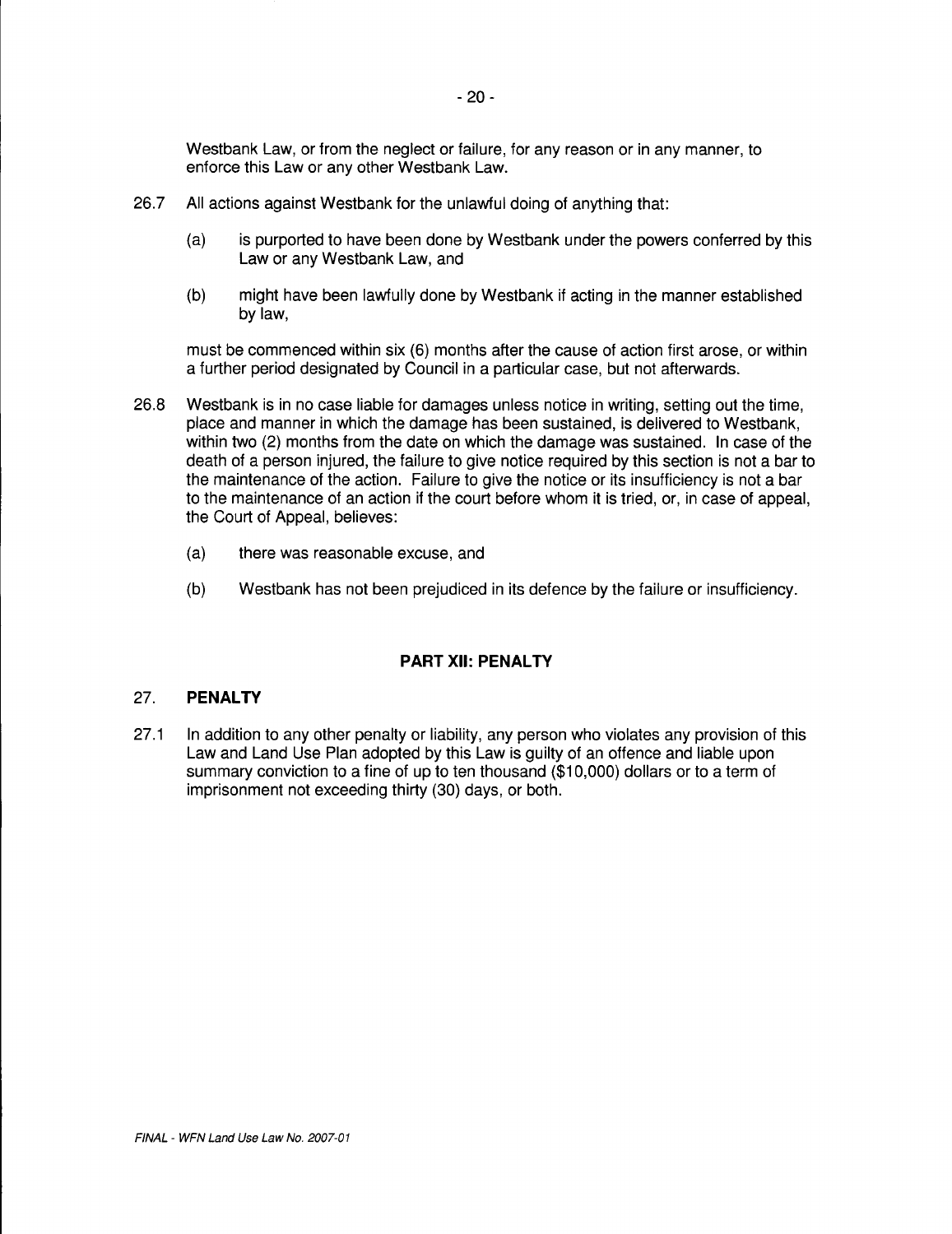Westbank Law, or from the neglect or failure, for any reason or in any manner, to enforce this Law or any other Westbank Law.

26.7 All actions against Westbank for the unlawful doing of anything that:

(a) is purported to have been done by Westbank under the powers conferred by this Law or any Westbank Law, and

(b) might have been lawfully done by Westbank if acting in the manner established by law,

must be commenced within six (6) months after the cause of action first arose, or within a further period designated by Council in a particular case, but not afterwards.

26.8 Westbank is in no case liable for damages unless notice in writing, setting out the time, place and manner in which the damage has been sustained, is delivered to Westbank, within two (2) months from the date on which the damage was sustained. In case of the death of a person injured, the failure to give notice required by this section is not a bar to the maintenance of the action. Failure to give the notice or its insufficiency is not a bar to the maintenance of an action if the court before whom it is tried, or, in case of appeal, the Court of Appeal, believes:

(a) there was reasonable excuse, and

(b) Westbank has not been prejudiced in its defence by the failure or insufficiency.

## PART XII: PENALTY

### 27. PENALTY

27.1 In addition to any other penalty or liability, any person who violates any provision of this Law and Land Use Plan adopted by this Law is guilty of an offence and liable upon summary conviction to a fine of up to ten thousand ($10,000) dollars or to a term of imprisonment not exceeding thirty (30) days, or both.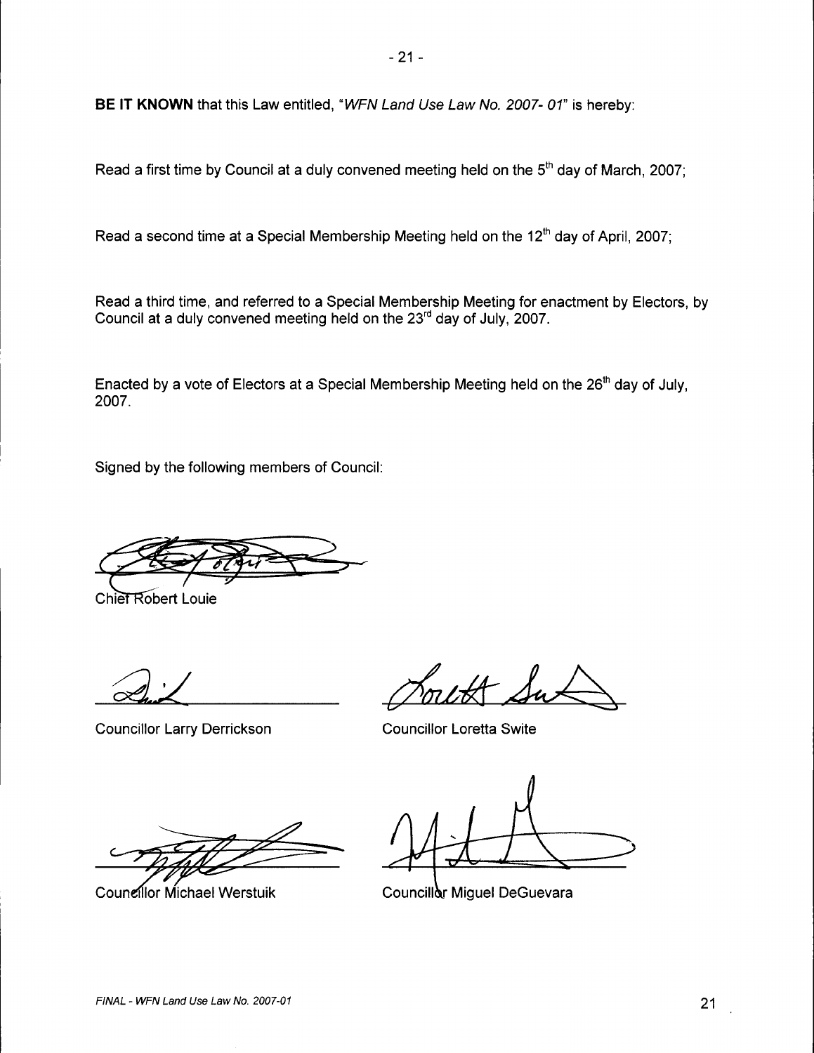**BE IT KNOWN** that this Law entitled, "*WFN Land Use Law No. 2007- 01*" is hereby:

Read a first time by Council at a duly convened meeting held on the 5th day of March, 2007;

Read a second time at a Special Membership Meeting held on the 12th day of April, 2007;

Read a third time, and referred to a Special Membership Meeting for enactment by Electors, by Council at a duly convened meeting held on the 23rd day of July, 2007.

Enacted by a vote of Electors at a Special Membership Meeting held on the 26th day of July, 2007.

Signed by the following members of Council:

Chief Robert Louie

Councillor Larry Derrickson

Councillor Loretta Swite

Councillor Michael Werstuik

Councillor Miguel DeGuevara

*FINAL - WFN Land Use Law No. 2007-01*